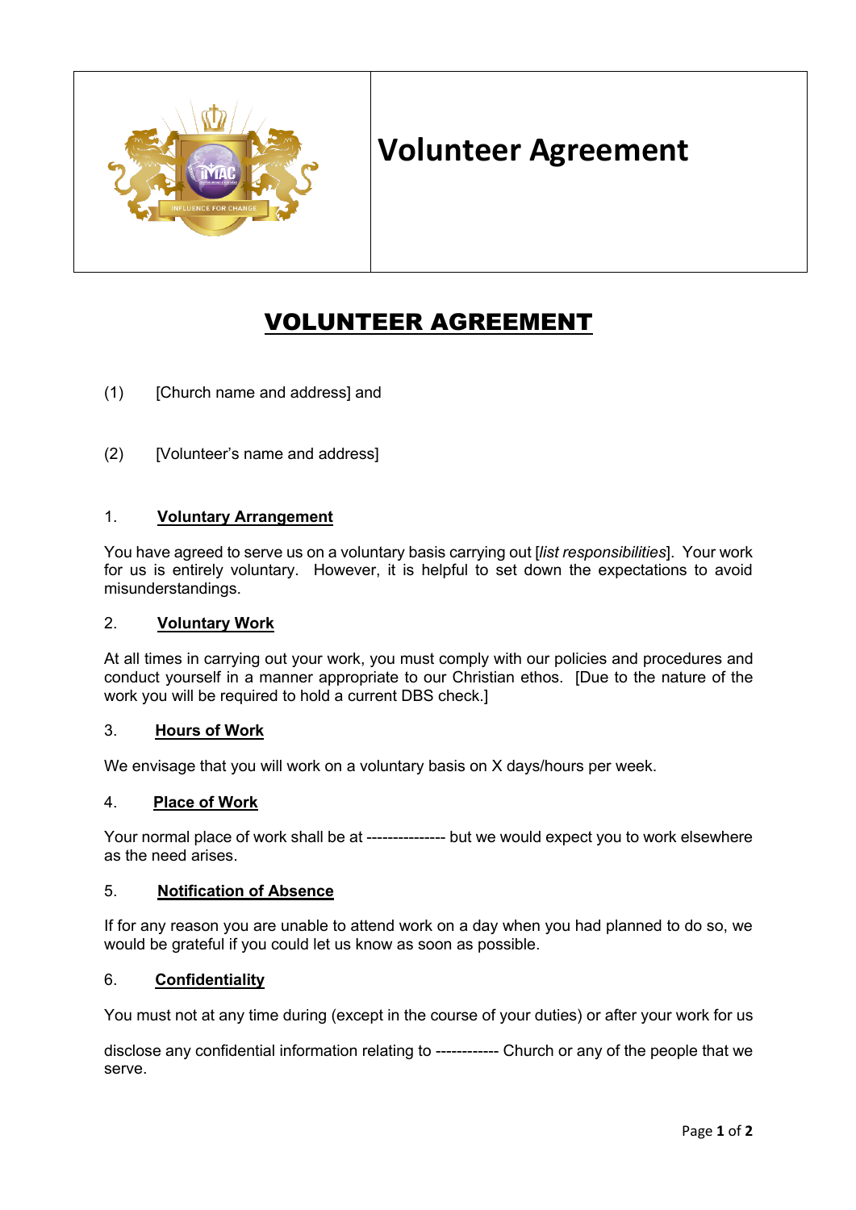# Volunteer Agreement

## VOLUNTEER AGREEMENT

(1) [Church name and address] and

(2) [Volunteer's name and address]

### 1. Voluntary Arrangement

You have agreed to serve us on a voluntary basis carrying out [*list responsibilities*]. Your work for us is entirely voluntary. However, it is helpful to set down the expectations to avoid misunderstandings.

### 2. Voluntary Work

At all times in carrying out your work, you must comply with our policies and procedures and conduct yourself in a manner appropriate to our Christian ethos. [Due to the nature of the work you will be required to hold a current DBS check.]

### 3. Hours of Work

We envisage that you will work on a voluntary basis on X days/hours per week.

### 4. Place of Work

Your normal place of work shall be at --------------- but we would expect you to work elsewhere as the need arises.

### 5. Notification of Absence

If for any reason you are unable to attend work on a day when you had planned to do so, we would be grateful if you could let us know as soon as possible.

### 6. Confidentiality

You must not at any time during (except in the course of your duties) or after your work for us

disclose any confidential information relating to ----------- Church or any of the people that we serve.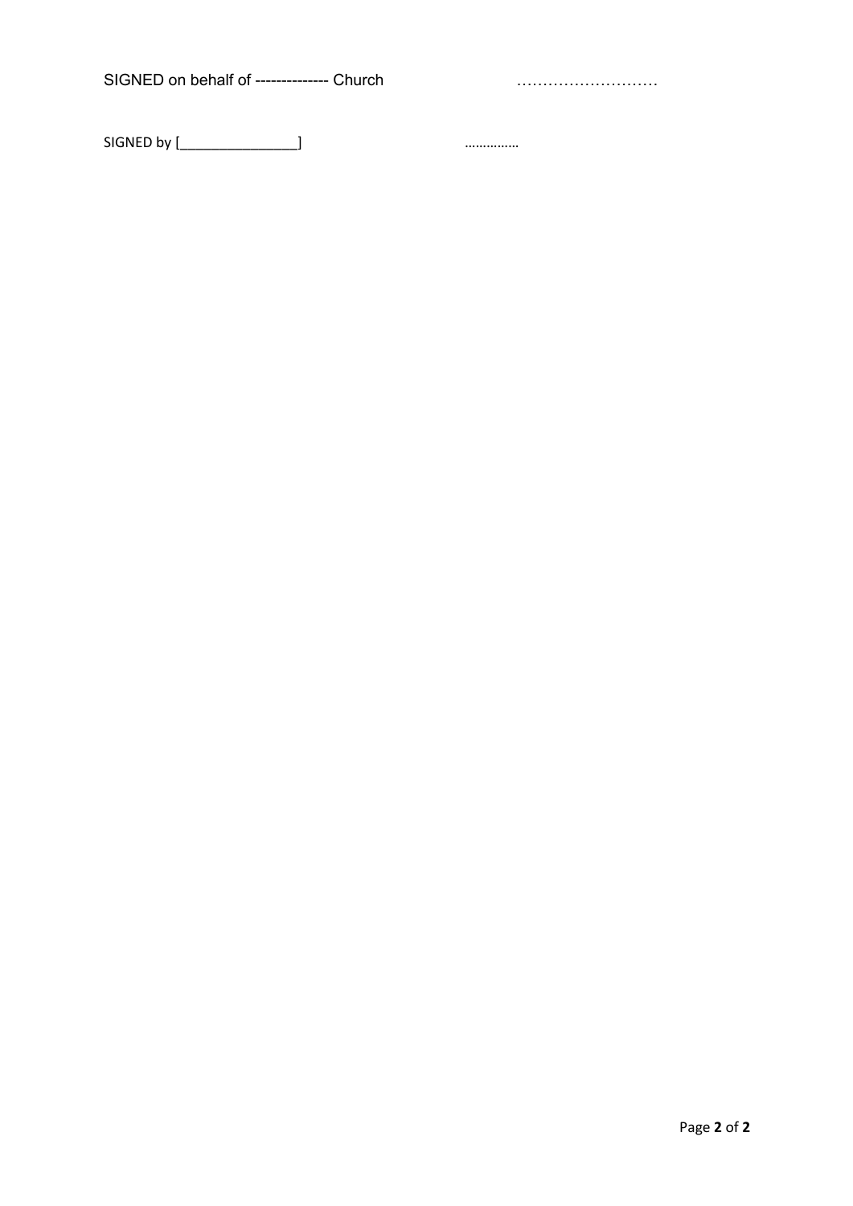SIGNED on behalf of -------------- Church ………………………

SIGNED by [________________] ……………